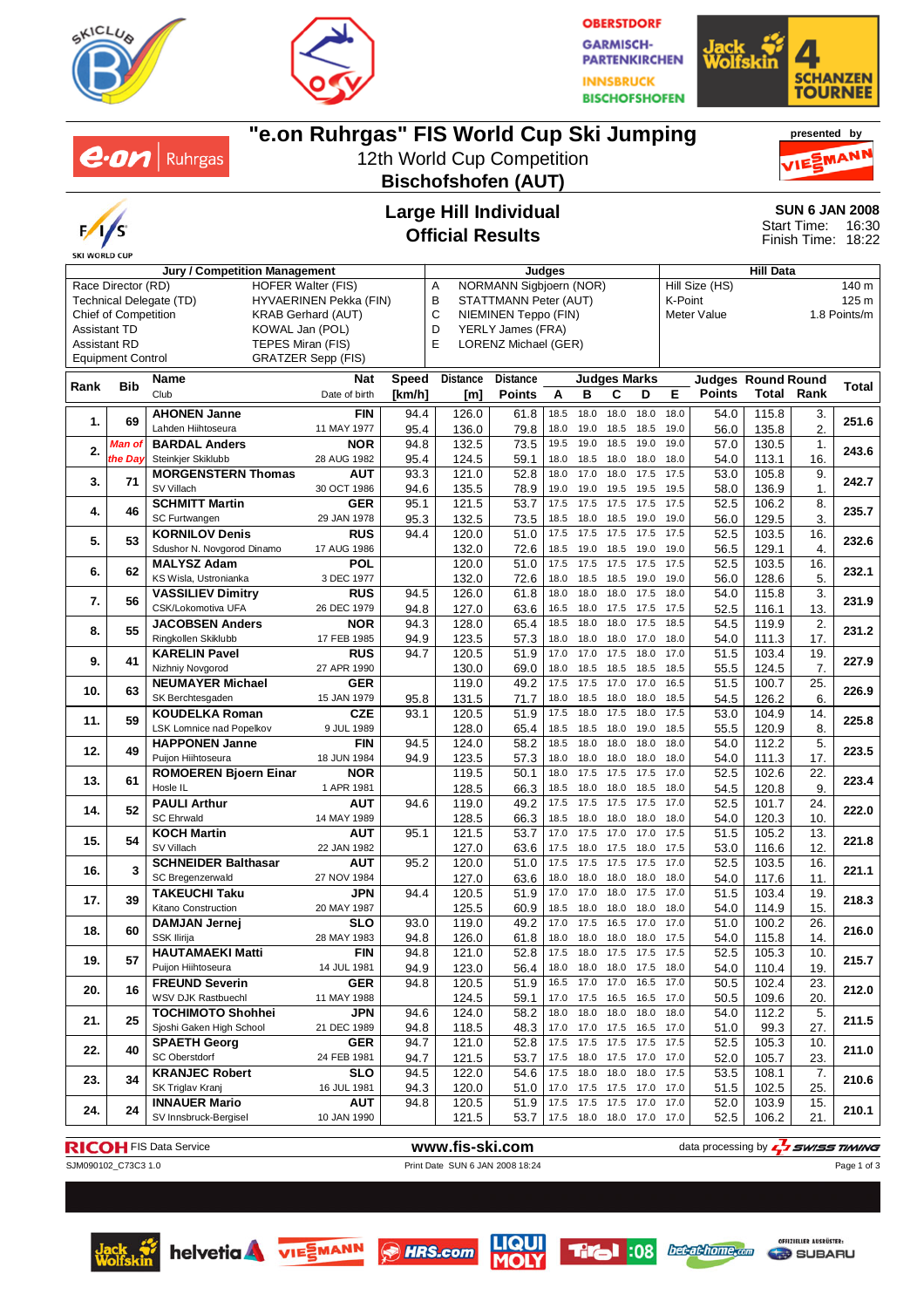# "e.on Ruhrgas" FIS World Cup Ski Jumping

12th World Cup Competition

**Bischofshofen (AUT)**

presented by VIESMANN

## Large Hill Individual
## Official Results

**SUN 6 JAN 2008**
Start Time: 16:30
Finish Time: 18:22

| Jury / Competition Management | | Judges | | Hill Data | |
|---|---|---|---|---|---|
| Race Director (RD) | HOFER Walter (FIS) | A | NORMANN Sigbjoern (NOR) | Hill Size (HS) | 140 m |
| Technical Delegate (TD) | HYVAERINEN Pekka (FIN) | B | STATTMANN Peter (AUT) | K-Point | 125 m |
| Chief of Competition | KRAB Gerhard (AUT) | C | NIEMINEN Teppo (FIN) | Meter Value | 1.8 Points/m |
| Assistant TD | KOWAL Jan (POL) | D | YERLY James (FRA) | | |
| Assistant RD | TEPES Miran (FIS) | E | LORENZ Michael (GER) | | |
| Equipment Control | GRATZER Sepp (FIS) | | | | |

| Rank | Bib | Name / Club | Nat / Date of birth | Speed [km/h] | Distance [m] | Distance Points | A | B | C | D | E | Judges Points | Round Total | Round Rank | Total |
|---|---|---|---|---|---|---|---|---|---|---|---|---|---|---|---|
| 1. | 69 | **AHONEN Janne** | FIN | 94.4 | 126.0 | 61.8 | 18.5 | 18.0 | 18.0 | 18.0 | 18.0 | 54.0 | 115.8 | 3. | 251.6 |
| | | Lahden Hiihtoseura | 11 MAY 1977 | 95.4 | 136.0 | 79.8 | 18.0 | 19.0 | 18.5 | 18.5 | 19.0 | 56.0 | 135.8 | 2. | |
| 2. | Man of the Day | **BARDAL Anders** | NOR | 94.8 | 132.5 | 73.5 | 19.5 | 19.0 | 18.5 | 19.0 | 19.0 | 57.0 | 130.5 | 1. | 243.6 |
| | | Steinkjer Skiklubb | 28 AUG 1982 | 95.4 | 124.5 | 59.1 | 18.0 | 18.5 | 18.0 | 18.0 | 18.0 | 54.0 | 113.1 | 16. | |
| 3. | 71 | **MORGENSTERN Thomas** | AUT | 93.3 | 121.0 | 52.8 | 18.0 | 17.0 | 18.0 | 17.5 | 17.5 | 53.0 | 105.8 | 9. | 242.7 |
| | | SV Villach | 30 OCT 1986 | 94.6 | 135.5 | 78.9 | 19.0 | 19.0 | 19.5 | 19.5 | 19.5 | 58.0 | 136.9 | 1. | |
| 4. | 46 | **SCHMITT Martin** | GER | 95.1 | 121.5 | 53.7 | 17.5 | 17.5 | 17.5 | 17.5 | 17.5 | 52.5 | 106.2 | 8. | 235.7 |
| | | SC Furtwangen | 29 JAN 1978 | 95.3 | 132.5 | 73.5 | 18.5 | 18.0 | 18.5 | 19.0 | 19.0 | 56.0 | 129.5 | 3. | |
| 5. | 53 | **KORNILOV Denis** | RUS | 94.4 | 120.0 | 51.0 | 17.5 | 17.5 | 17.5 | 17.5 | 17.5 | 52.5 | 103.5 | 16. | 232.6 |
| | | Sdushor N. Novgorod Dinamo | 17 AUG 1986 | | 132.0 | 72.6 | 18.5 | 19.0 | 18.5 | 19.0 | 19.0 | 56.5 | 129.1 | 4. | |
| 6. | 62 | **MALYSZ Adam** | POL | | 120.0 | 51.0 | 17.5 | 17.5 | 17.5 | 17.5 | 17.5 | 52.5 | 103.5 | 16. | 232.1 |
| | | KS Wisla, Ustronianka | 3 DEC 1977 | | 132.0 | 72.6 | 18.0 | 18.5 | 18.5 | 19.0 | 19.0 | 56.0 | 128.6 | 5. | |
| 7. | 56 | **VASSILIEV Dimitry** | RUS | 94.5 | 126.0 | 61.8 | 18.0 | 18.0 | 18.0 | 17.5 | 18.0 | 54.0 | 115.8 | 3. | 231.9 |
| | | CSK/Lokomotiva UFA | 26 DEC 1979 | 94.8 | 127.0 | 63.6 | 16.5 | 18.0 | 17.5 | 17.5 | 17.5 | 52.5 | 116.1 | 13. | |
| 8. | 55 | **JACOBSEN Anders** | NOR | 94.3 | 128.0 | 65.4 | 18.5 | 18.0 | 18.0 | 17.5 | 18.5 | 54.5 | 119.9 | 2. | 231.2 |
| | | Ringkollen Skiklubb | 17 FEB 1985 | 94.9 | 123.5 | 57.3 | 18.0 | 18.0 | 18.0 | 17.0 | 18.0 | 54.0 | 111.3 | 17. | |
| 9. | 41 | **KARELIN Pavel** | RUS | 94.7 | 120.5 | 51.9 | 17.0 | 17.0 | 17.5 | 18.0 | 17.0 | 51.5 | 103.4 | 19. | 227.9 |
| | | Nizhniy Novgorod | 27 APR 1990 | | 130.0 | 69.0 | 18.0 | 18.5 | 18.5 | 18.5 | 18.5 | 55.5 | 124.5 | 7. | |
| 10. | 63 | **NEUMAYER Michael** | GER | | 119.0 | 49.2 | 17.5 | 17.5 | 17.0 | 17.0 | 16.5 | 51.5 | 100.7 | 25. | 226.9 |
| | | SK Berchtesgaden | 15 JAN 1979 | 95.8 | 131.5 | 71.7 | 18.0 | 18.5 | 18.0 | 18.0 | 18.5 | 54.5 | 126.2 | 6. | |
| 11. | 59 | **KOUDELKA Roman** | CZE | 93.1 | 120.5 | 51.9 | 17.5 | 18.0 | 17.5 | 18.0 | 17.5 | 53.0 | 104.9 | 14. | 225.8 |
| | | LSK Lomnice nad Popelkov | 9 JUL 1989 | | 128.0 | 65.4 | 18.5 | 18.5 | 18.0 | 19.0 | 18.5 | 55.5 | 120.9 | 8. | |
| 12. | 49 | **HAPPONEN Janne** | FIN | 94.5 | 124.0 | 58.2 | 18.5 | 18.0 | 18.0 | 18.0 | 18.0 | 54.0 | 112.2 | 5. | 223.5 |
| | | Puijon Hiihtoseura | 18 JUN 1984 | 94.9 | 123.5 | 57.3 | 18.0 | 18.0 | 18.0 | 18.0 | 18.0 | 54.0 | 111.3 | 17. | |
| 13. | 61 | **ROMOEREN Bjoern Einar** | NOR | | 119.5 | 50.1 | 18.0 | 17.5 | 17.5 | 17.5 | 17.0 | 52.5 | 102.6 | 22. | 223.4 |
| | | Hosle IL | 1 APR 1981 | | 128.5 | 66.3 | 18.5 | 18.0 | 18.0 | 18.5 | 18.0 | 54.5 | 120.8 | 9. | |
| 14. | 52 | **PAULI Arthur** | AUT | 94.6 | 119.0 | 49.2 | 17.5 | 17.5 | 17.5 | 17.5 | 17.0 | 52.5 | 101.7 | 24. | 222.0 |
| | | SC Ehrwald | 14 MAY 1989 | | 128.5 | 66.3 | 18.5 | 18.0 | 18.0 | 18.0 | 18.0 | 54.0 | 120.3 | 10. | |
| 15. | 54 | **KOCH Martin** | AUT | 95.1 | 121.5 | 53.7 | 17.0 | 17.5 | 17.0 | 17.0 | 17.5 | 51.5 | 105.2 | 13. | 221.8 |
| | | SV Villach | 22 JAN 1982 | | 127.0 | 63.6 | 17.5 | 18.0 | 17.5 | 18.0 | 17.5 | 53.0 | 116.6 | 12. | |
| 16. | 3 | **SCHNEIDER Balthasar** | AUT | 95.2 | 120.0 | 51.0 | 17.5 | 17.5 | 17.5 | 17.5 | 17.0 | 52.5 | 103.5 | 16. | 221.1 |
| | | SC Bregenzerwald | 27 NOV 1984 | | 127.0 | 63.6 | 18.0 | 18.0 | 18.0 | 18.0 | 18.0 | 54.0 | 117.6 | 11. | |
| 17. | 39 | **TAKEUCHI Taku** | JPN | 94.4 | 120.5 | 51.9 | 17.0 | 17.0 | 18.0 | 17.5 | 17.0 | 51.5 | 103.4 | 19. | 218.3 |
| | | Kitano Construction | 20 MAY 1987 | | 125.5 | 60.9 | 18.5 | 18.0 | 18.0 | 18.0 | 18.0 | 54.0 | 114.9 | 15. | |
| 18. | 60 | **DAMJAN Jernej** | SLO | 93.0 | 119.0 | 49.2 | 17.0 | 17.5 | 16.5 | 17.0 | 17.0 | 51.0 | 100.2 | 26. | 216.0 |
| | | SSK Ilirija | 28 MAY 1983 | 94.8 | 126.0 | 61.8 | 18.0 | 18.0 | 18.0 | 18.0 | 17.5 | 54.0 | 115.8 | 14. | |
| 19. | 57 | **HAUTAMAEKI Matti** | FIN | 94.8 | 121.0 | 52.8 | 17.5 | 18.0 | 17.5 | 17.5 | 17.5 | 52.5 | 105.3 | 10. | 215.7 |
| | | Puijon Hiihtoseura | 14 JUL 1981 | 94.9 | 123.0 | 56.4 | 18.0 | 18.0 | 18.0 | 17.5 | 18.0 | 54.0 | 110.4 | 19. | |
| 20. | 16 | **FREUND Severin** | GER | 94.8 | 120.5 | 51.9 | 16.5 | 17.0 | 17.0 | 16.5 | 17.0 | 50.5 | 102.4 | 23. | 212.0 |
| | | WSV DJK Rastbuechl | 11 MAY 1988 | | 124.5 | 59.1 | 17.0 | 17.5 | 16.5 | 16.5 | 17.0 | 50.5 | 109.6 | 20. | |
| 21. | 25 | **TOCHIMOTO Shohhei** | JPN | 94.6 | 124.0 | 58.2 | 18.0 | 18.0 | 18.0 | 18.0 | 18.0 | 54.0 | 112.2 | 5. | 211.5 |
| | | Sjoshi Gaken High School | 21 DEC 1989 | 94.8 | 118.5 | 48.3 | 17.0 | 17.0 | 17.5 | 16.5 | 17.0 | 51.0 | 99.3 | 27. | |
| 22. | 40 | **SPAETH Georg** | GER | 94.7 | 121.0 | 52.8 | 17.5 | 17.5 | 17.5 | 17.5 | 17.5 | 52.5 | 105.3 | 10. | 211.0 |
| | | SC Oberstdorf | 24 FEB 1981 | 94.7 | 121.5 | 53.7 | 17.5 | 18.0 | 17.5 | 17.0 | 17.5 | 52.0 | 105.7 | 23. | |
| 23. | 34 | **KRANJEC Robert** | SLO | 94.5 | 122.0 | 54.6 | 17.5 | 18.0 | 18.0 | 18.0 | 17.5 | 53.5 | 108.1 | 7. | 210.6 |
| | | SK Triglav Kranj | 16 JUL 1981 | 94.3 | 120.0 | 51.0 | 17.0 | 17.5 | 17.5 | 17.0 | 17.0 | 51.5 | 102.5 | 25. | |
| 24. | 24 | **INNAUER Mario** | AUT | 94.8 | 120.5 | 51.9 | 17.5 | 17.5 | 17.5 | 17.0 | 17.5 | 52.0 | 103.9 | 15. | 210.1 |
| | | SV Innsbruck-Bergisel | 10 JAN 1990 | | 121.5 | 53.7 | 17.5 | 18.0 | 18.0 | 17.0 | 17.0 | 52.5 | 106.2 | 21. | |

RICOH FIS Data Service — www.fis-ski.com — data processing by SWISS TIMING

SJM090102_C73C3 1.0 — Print Date SUN 6 JAN 2008 18:24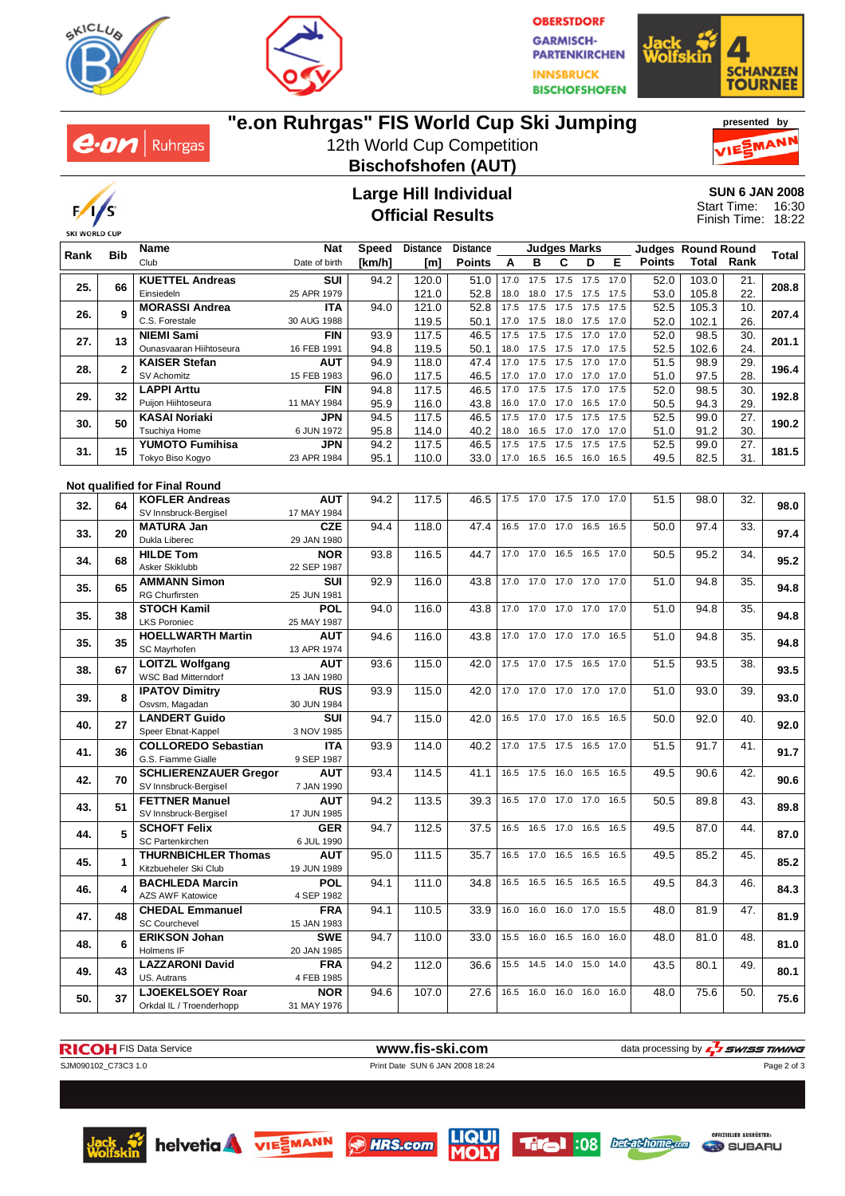# "e.on Ruhrgas" FIS World Cup Ski Jumping

12th World Cup Competition

**Bischofshofen (AUT)**

## Large Hill Individual
## Official Results

**SUN 6 JAN 2008**
Start Time: 16:30
Finish Time: 18:22

| Rank | Bib | Name / Club | Nat / Date of birth | Speed [km/h] | Distance [m] | Distance Points | A | B | C | D | E | Judges Points | Round Total | Round Rank | Total |
|---|---|---|---|---|---|---|---|---|---|---|---|---|---|---|---|
| 25. | 66 | **KUETTEL Andreas** | **SUI** | 94.2 | 120.0 | 51.0 | 17.0 | 17.5 | 17.5 | 17.5 | 17.0 | 52.0 | 103.0 | 21. | 208.8 |
| | | Einsiedeln | 25 APR 1979 | | 121.0 | 52.8 | 18.0 | 18.0 | 17.5 | 17.5 | 17.5 | 53.0 | 105.8 | 22. | |
| 26. | 9 | **MORASSI Andrea** | **ITA** | 94.0 | 121.0 | 52.8 | 17.5 | 17.5 | 17.5 | 17.5 | 17.5 | 52.5 | 105.3 | 10. | 207.4 |
| | | C.S. Forestale | 30 AUG 1988 | | 119.5 | 50.1 | 17.0 | 17.5 | 18.0 | 17.5 | 17.5 | 52.0 | 102.1 | 26. | |
| 27. | 13 | **NIEMI Sami** | **FIN** | 93.9 | 117.5 | 46.5 | 17.5 | 17.5 | 17.5 | 17.0 | 17.0 | 52.0 | 98.5 | 30. | 201.1 |
| | | Ounasvaaran Hiihtoseura | 16 FEB 1991 | 94.8 | 119.5 | 50.1 | 18.0 | 17.5 | 17.5 | 17.0 | 17.5 | 52.5 | 102.6 | 24. | |
| 28. | 2 | **KAISER Stefan** | **AUT** | 94.9 | 118.0 | 47.4 | 17.0 | 17.5 | 17.5 | 17.0 | 17.0 | 51.5 | 98.9 | 29. | 196.4 |
| | | SV Achomitz | 15 FEB 1983 | 96.0 | 117.5 | 46.5 | 17.0 | 17.0 | 17.0 | 17.0 | 17.0 | 51.0 | 97.5 | 28. | |
| 29. | 32 | **LAPPI Arttu** | **FIN** | 94.8 | 117.5 | 46.5 | 17.0 | 17.5 | 17.5 | 17.0 | 17.5 | 52.0 | 98.5 | 30. | 192.8 |
| | | Puijon Hiihtoseura | 11 MAY 1984 | 95.9 | 116.0 | 43.8 | 16.0 | 17.0 | 17.0 | 16.5 | 17.0 | 50.5 | 94.3 | 29. | |
| 30. | 50 | **KASAI Noriaki** | **JPN** | 94.5 | 117.5 | 46.5 | 17.5 | 17.0 | 17.5 | 17.5 | 17.5 | 52.5 | 99.0 | 27. | 190.2 |
| | | Tsuchiya Home | 6 JUN 1972 | 95.8 | 114.0 | 40.2 | 18.0 | 16.5 | 17.0 | 17.0 | 17.0 | 51.0 | 91.2 | 30. | |
| 31. | 15 | **YUMOTO Fumihisa** | **JPN** | 94.2 | 117.5 | 46.5 | 17.5 | 17.5 | 17.5 | 17.5 | 17.5 | 52.5 | 99.0 | 27. | 181.5 |
| | | Tokyo Biso Kogyo | 23 APR 1984 | 95.1 | 110.0 | 33.0 | 17.0 | 16.5 | 16.5 | 16.0 | 16.5 | 49.5 | 82.5 | 31. | |

**Not qualified for Final Round**

| Rank | Bib | Name / Club | Nat / Date of birth | Speed [km/h] | Distance [m] | Distance Points | A | B | C | D | E | Judges Points | Round Total | Round Rank | Total |
|---|---|---|---|---|---|---|---|---|---|---|---|---|---|---|---|
| 32. | 64 | **KOFLER Andreas** / SV Innsbruck-Bergisel | **AUT** / 17 MAY 1984 | 94.2 | 117.5 | 46.5 | 17.5 | 17.0 | 17.5 | 17.0 | 17.0 | 51.5 | 98.0 | 32. | 98.0 |
| 33. | 20 | **MATURA Jan** / Dukla Liberec | **CZE** / 29 JAN 1980 | 94.4 | 118.0 | 47.4 | 16.5 | 17.0 | 17.0 | 16.5 | 16.5 | 50.0 | 97.4 | 33. | 97.4 |
| 34. | 68 | **HILDE Tom** / Asker Skiklubb | **NOR** / 22 SEP 1987 | 93.8 | 116.5 | 44.7 | 17.0 | 17.0 | 16.5 | 16.5 | 17.0 | 50.5 | 95.2 | 34. | 95.2 |
| 35. | 65 | **AMMANN Simon** / RG Churfirsten | **SUI** / 25 JUN 1981 | 92.9 | 116.0 | 43.8 | 17.0 | 17.0 | 17.0 | 17.0 | 17.0 | 51.0 | 94.8 | 35. | 94.8 |
| 35. | 38 | **STOCH Kamil** / LKS Poroniec | **POL** / 25 MAY 1987 | 94.0 | 116.0 | 43.8 | 17.0 | 17.0 | 17.0 | 17.0 | 17.0 | 51.0 | 94.8 | 35. | 94.8 |
| 35. | 35 | **HOELLWARTH Martin** / SC Mayrhofen | **AUT** / 13 APR 1974 | 94.6 | 116.0 | 43.8 | 17.0 | 17.0 | 17.0 | 17.0 | 16.5 | 51.0 | 94.8 | 35. | 94.8 |
| 38. | 67 | **LOITZL Wolfgang** / WSC Bad Mitterndorf | **AUT** / 13 JAN 1980 | 93.6 | 115.0 | 42.0 | 17.5 | 17.0 | 17.5 | 16.5 | 17.0 | 51.5 | 93.5 | 38. | 93.5 |
| 39. | 8 | **IPATOV Dimitry** / Osvsm, Magadan | **RUS** / 30 JUN 1984 | 93.9 | 115.0 | 42.0 | 17.0 | 17.0 | 17.0 | 17.0 | 17.0 | 51.0 | 93.0 | 39. | 93.0 |
| 40. | 27 | **LANDERT Guido** / Speer Ebnat-Kappel | **SUI** / 3 NOV 1985 | 94.7 | 115.0 | 42.0 | 16.5 | 17.0 | 17.0 | 16.5 | 16.5 | 50.0 | 92.0 | 40. | 92.0 |
| 41. | 36 | **COLLOREDO Sebastian** / G.S. Fiamme Gialle | **ITA** / 9 SEP 1987 | 93.9 | 114.0 | 40.2 | 17.0 | 17.5 | 17.5 | 16.5 | 17.0 | 51.5 | 91.7 | 41. | 91.7 |
| 42. | 70 | **SCHLIERENZAUER Gregor** / SV Innsbruck-Bergisel | **AUT** / 7 JAN 1990 | 93.4 | 114.5 | 41.1 | 16.5 | 17.5 | 16.0 | 16.5 | 16.5 | 49.5 | 90.6 | 42. | 90.6 |
| 43. | 51 | **FETTNER Manuel** / SV Innsbruck-Bergisel | **AUT** / 17 JUN 1985 | 94.2 | 113.5 | 39.3 | 16.5 | 17.0 | 17.0 | 17.0 | 16.5 | 50.5 | 89.8 | 43. | 89.8 |
| 44. | 5 | **SCHOFT Felix** / SC Partenkirchen | **GER** / 6 JUL 1990 | 94.7 | 112.5 | 37.5 | 16.5 | 16.5 | 17.0 | 16.5 | 16.5 | 49.5 | 87.0 | 44. | 87.0 |
| 45. | 1 | **THURNBICHLER Thomas** / Kitzbueheler Ski Club | **AUT** / 19 JUN 1989 | 95.0 | 111.5 | 35.7 | 16.5 | 17.0 | 16.5 | 16.5 | 16.5 | 49.5 | 85.2 | 45. | 85.2 |
| 46. | 4 | **BACHLEDA Marcin** / AZS AWF Katowice | **POL** / 4 SEP 1982 | 94.1 | 111.0 | 34.8 | 16.5 | 16.5 | 16.5 | 16.5 | 16.5 | 49.5 | 84.3 | 46. | 84.3 |
| 47. | 48 | **CHEDAL Emmanuel** / SC Courchevel | **FRA** / 15 JAN 1983 | 94.1 | 110.5 | 33.9 | 16.0 | 16.0 | 16.0 | 17.0 | 15.5 | 48.0 | 81.9 | 47. | 81.9 |
| 48. | 6 | **ERIKSON Johan** / Holmens IF | **SWE** / 20 JAN 1985 | 94.7 | 110.0 | 33.0 | 15.5 | 16.0 | 16.5 | 16.0 | 16.0 | 48.0 | 81.0 | 48. | 81.0 |
| 49. | 43 | **LAZZARONI David** / US. Autrans | **FRA** / 4 FEB 1985 | 94.2 | 112.0 | 36.6 | 15.5 | 14.5 | 14.0 | 15.0 | 14.0 | 43.5 | 80.1 | 49. | 80.1 |
| 50. | 37 | **LJOEKELSOEY Roar** / Orkdal IL / Troenderhopp | **NOR** / 31 MAY 1976 | 94.6 | 107.0 | 27.6 | 16.5 | 16.0 | 16.0 | 16.0 | 16.0 | 48.0 | 75.6 | 50. | 75.6 |

RICOH FIS Data Service — www.fis-ski.com — data processing by SWISS TIMING

SJM090102_C73C3 1.0 — Print Date SUN 6 JAN 2008 18:24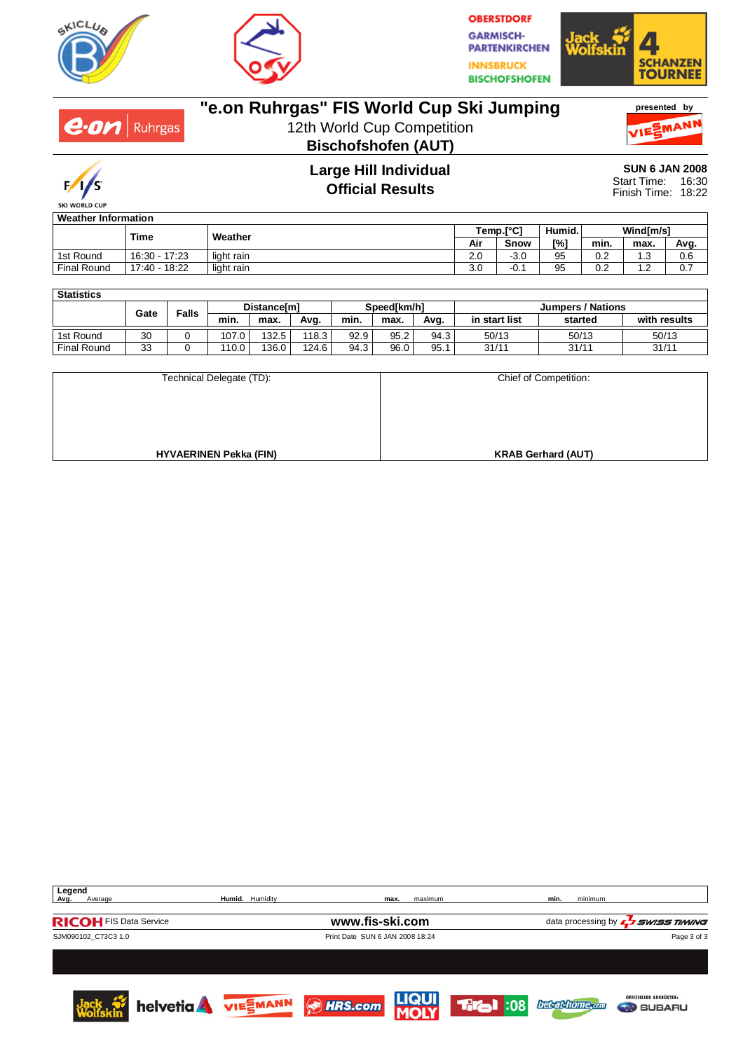# "e.on Ruhrgas" FIS World Cup Ski Jumping

12th World Cup Competition

**Bischofshofen (AUT)**

## Large Hill Individual
## Official Results

**SUN 6 JAN 2008**
Start Time: 16:30
Finish Time: 18:22

**Weather Information**

| | Time | Weather | Temp.[°C] | | Humid. | Wind[m/s] | | |
|---|---|---|---|---|---|---|---|---|
| | | | Air | Snow | [%] | min. | max. | Avg. |
| 1st Round | 16:30 - 17:23 | light rain | 2.0 | -3.0 | 95 | 0.2 | 1.3 | 0.6 |
| Final Round | 17:40 - 18:22 | light rain | 3.0 | -0.1 | 95 | 0.2 | 1.2 | 0.7 |

**Statistics**

| | Gate | Falls | Distance[m] | | | Speed[km/h] | | | Jumpers / Nations | | |
|---|---|---|---|---|---|---|---|---|---|---|---|
| | | | min. | max. | Avg. | min. | max. | Avg. | in start list | started | with results |
| 1st Round | 30 | 0 | 107.0 | 132.5 | 118.3 | 92.9 | 95.2 | 94.3 | 50/13 | 50/13 | 50/13 |
| Final Round | 33 | 0 | 110.0 | 136.0 | 124.6 | 94.3 | 96.0 | 95.1 | 31/11 | 31/11 | 31/11 |

| Technical Delegate (TD): | Chief of Competition: |
|---|---|
| **HYVAERINEN Pekka (FIN)** | **KRAB Gerhard (AUT)** |

**Legend**
Avg. Average — Humid. Humidity — max. maximum — min. minimum